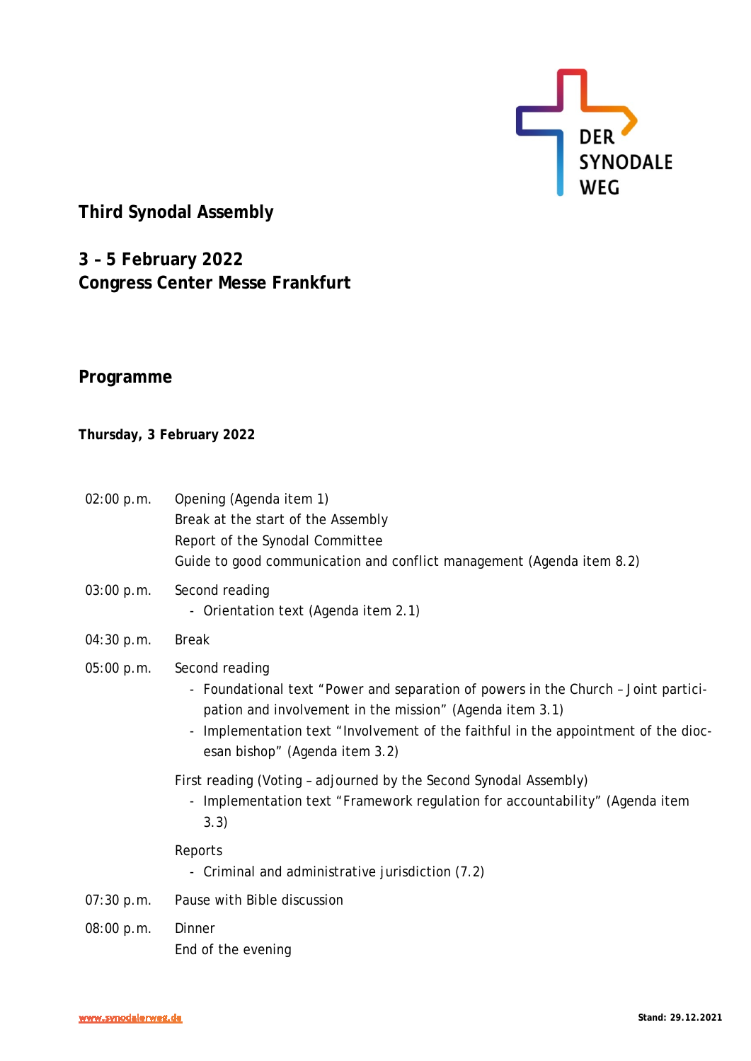DER SYNODALE WEG

# Third Synodal Assembly

## 3 – 5 February 2022
## Congress Center Messe Frankfurt

## Programme

### Thursday, 3 February 2022

| | |
|---|---|
| 02:00 p.m. | Opening (Agenda item 1)<br>Break at the start of the Assembly<br>Report of the Synodal Committee<br>Guide to good communication and conflict management (Agenda item 8.2) |
| 03:00 p.m. | Second reading<br>- Orientation text (Agenda item 2.1) |
| 04:30 p.m. | Break |
| 05:00 p.m. | Second reading<br>- Foundational text "Power and separation of powers in the Church – Joint participation and involvement in the mission" (Agenda item 3.1)<br>- Implementation text "Involvement of the faithful in the appointment of the diocesan bishop" (Agenda item 3.2)<br><br>First reading (Voting – adjourned by the Second Synodal Assembly)<br>- Implementation text "Framework regulation for accountability" (Agenda item 3.3)<br><br>Reports<br>- Criminal and administrative jurisdiction (7.2) |
| 07:30 p.m. | Pause with Bible discussion |
| 08:00 p.m. | Dinner<br>End of the evening |

www.synodalerweg.de

Stand: 29.12.2021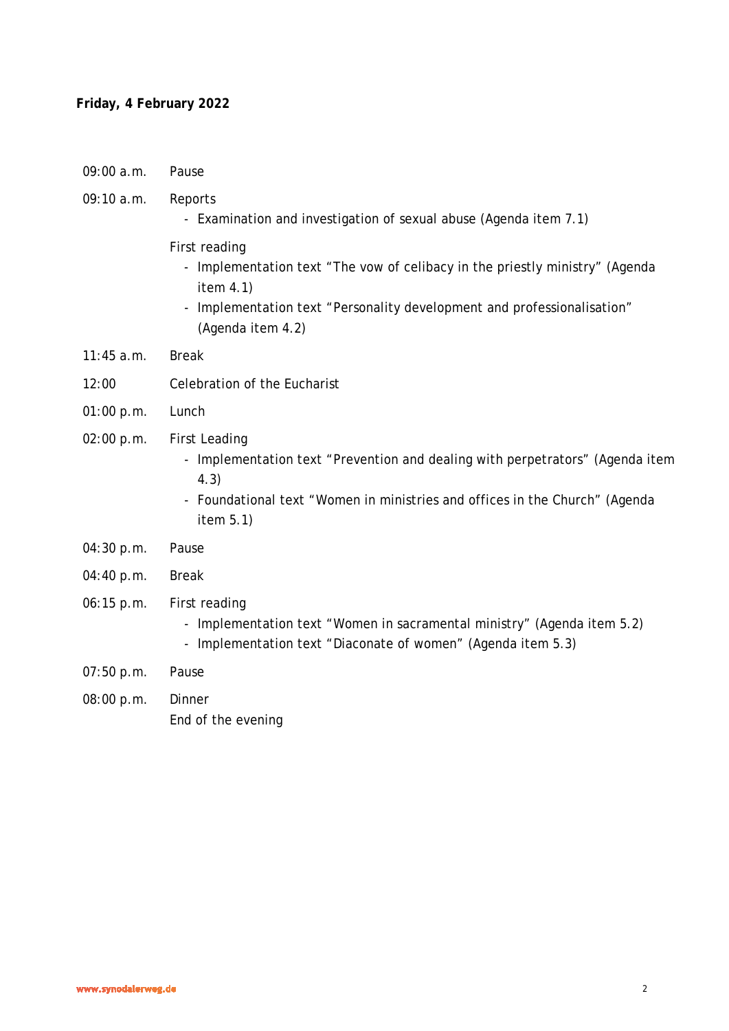**Friday, 4 February 2022**

| | |
|---|---|
| 09:00 a.m. | Pause |
| 09:10 a.m. | Reports<br>- Examination and investigation of sexual abuse (Agenda item 7.1)<br><br>First reading<br>- Implementation text "The vow of celibacy in the priestly ministry" (Agenda item 4.1)<br>- Implementation text "Personality development and professionalisation" (Agenda item 4.2) |
| 11:45 a.m. | Break |
| 12:00 | Celebration of the Eucharist |
| 01:00 p.m. | Lunch |
| 02:00 p.m. | First Leading<br>- Implementation text "Prevention and dealing with perpetrators" (Agenda item 4.3)<br>- Foundational text "Women in ministries and offices in the Church" (Agenda item 5.1) |
| 04:30 p.m. | Pause |
| 04:40 p.m. | Break |
| 06:15 p.m. | First reading<br>- Implementation text "Women in sacramental ministry" (Agenda item 5.2)<br>- Implementation text "Diaconate of women" (Agenda item 5.3) |
| 07:50 p.m. | Pause |
| 08:00 p.m. | Dinner<br>End of the evening |

www.synodalerweg.de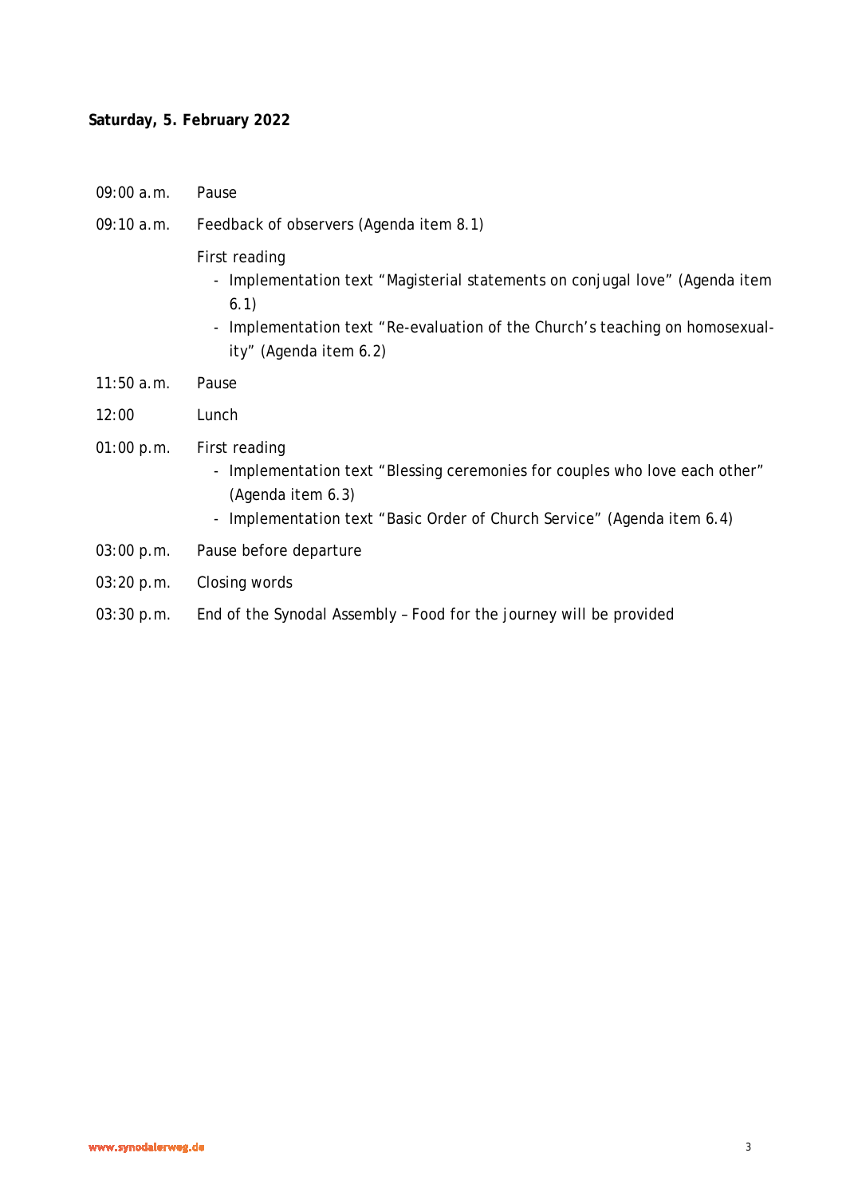**Saturday, 5. February 2022**

| | |
|---|---|
| 09:00 a.m. | Pause |
| 09:10 a.m. | Feedback of observers (Agenda item 8.1) |
| | First reading<br>- Implementation text “Magisterial statements on conjugal love” (Agenda item 6.1)<br>- Implementation text “Re-evaluation of the Church’s teaching on homosexuality” (Agenda item 6.2) |
| 11:50 a.m. | Pause |
| 12:00 | Lunch |
| 01:00 p.m. | First reading<br>- Implementation text “Blessing ceremonies for couples who love each other” (Agenda item 6.3)<br>- Implementation text “Basic Order of Church Service” (Agenda item 6.4) |
| 03:00 p.m. | Pause before departure |
| 03:20 p.m. | Closing words |
| 03:30 p.m. | End of the Synodal Assembly – Food for the journey will be provided |